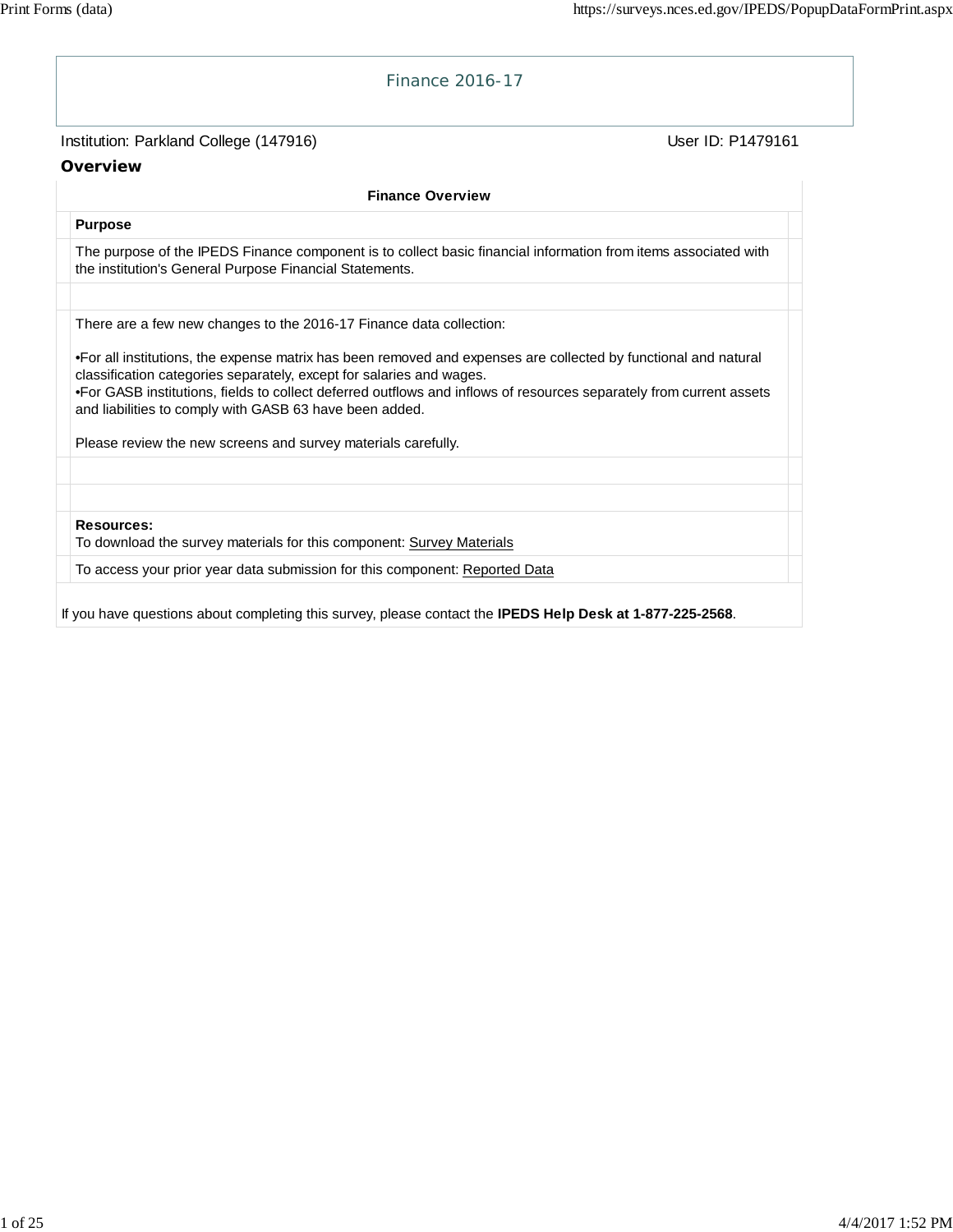# Finance 2016-17

Institution: Parkland College (147916)

User ID: P1479161

## Overview

**Finance Overview**

**Purpose**

The purpose of the IPEDS Finance component is to collect basic financial information from items associated with the institution's General Purpose Financial Statements.

There are a few new changes to the 2016-17 Finance data collection:

- For all institutions, the expense matrix has been removed and expenses are collected by functional and natural classification categories separately, except for salaries and wages.
- For GASB institutions, fields to collect deferred outflows and inflows of resources separately from current assets and liabilities to comply with GASB 63 have been added.

Please review the new screens and survey materials carefully.

**Resources:**
To download the survey materials for this component: Survey Materials

To access your prior year data submission for this component: Reported Data

If you have questions about completing this survey, please contact the **IPEDS Help Desk at 1-877-225-2568**.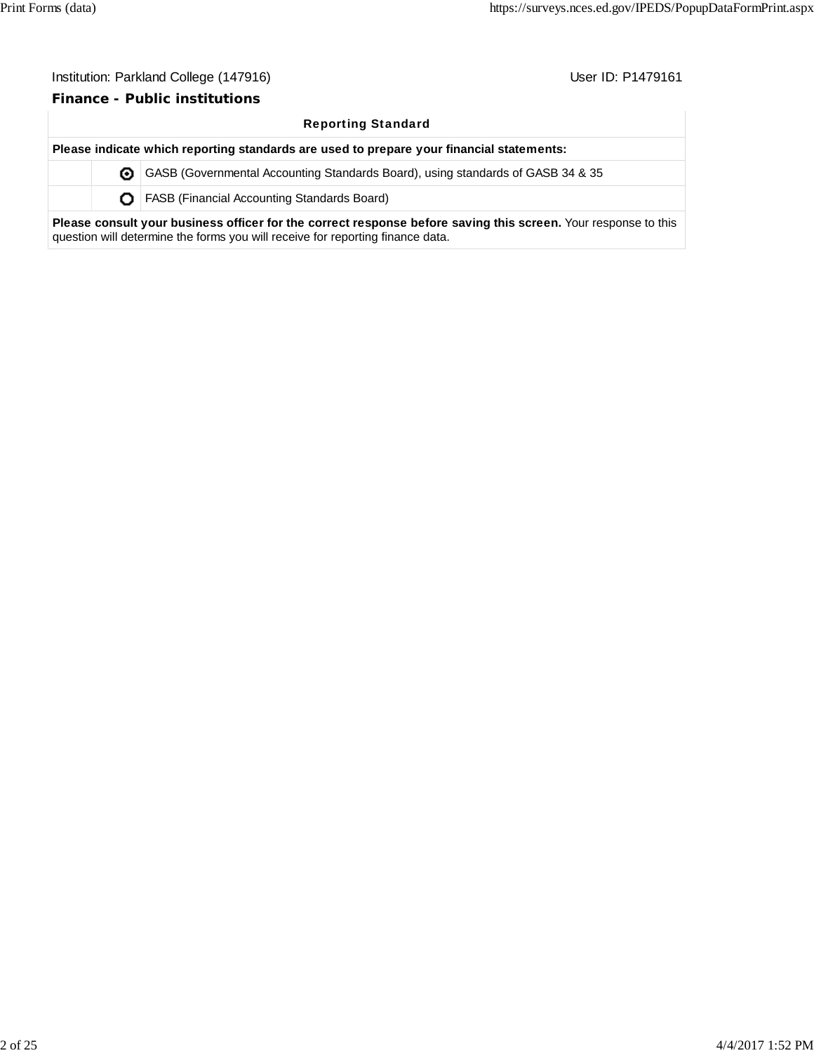Institution: Parkland College (147916) User ID: P1479161

**Finance - Public institutions**

| Reporting Standard | | |
|---|---|---|
| **Please indicate which reporting standards are used to prepare your financial statements:** | | |
| | ◉ | GASB (Governmental Accounting Standards Board), using standards of GASB 34 & 35 |
| | ○ | FASB (Financial Accounting Standards Board) |
| **Please consult your business officer for the correct response before saving this screen.** Your response to this question will determine the forms you will receive for reporting finance data. | | |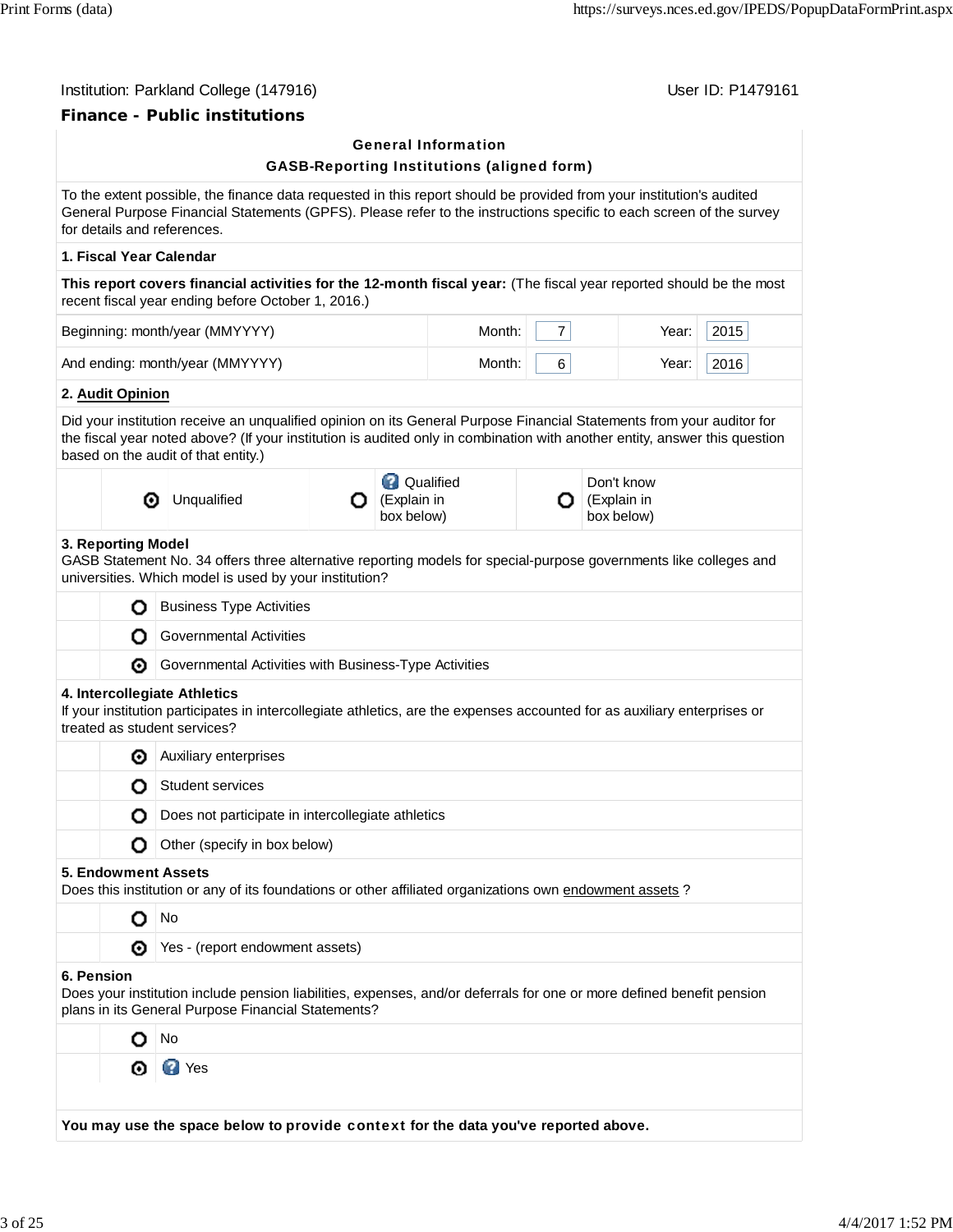Institution: Parkland College (147916) User ID: P1479161

## Finance - Public institutions

### General Information
### GASB-Reporting Institutions (aligned form)

To the extent possible, the finance data requested in this report should be provided from your institution's audited General Purpose Financial Statements (GPFS). Please refer to the instructions specific to each screen of the survey for details and references.

**1. Fiscal Year Calendar**

**This report covers financial activities for the 12-month fiscal year:** (The fiscal year reported should be the most recent fiscal year ending before October 1, 2016.)

| | | | | |
|---|---|---|---|---|
| Beginning: month/year (MMYYYY) | Month: | 7 | Year: | 2015 |
| And ending: month/year (MMYYYY) | Month: | 6 | Year: | 2016 |

**2. Audit Opinion**

Did your institution receive an unqualified opinion on its General Purpose Financial Statements from your auditor for the fiscal year noted above? (If your institution is audited only in combination with another entity, answer this question based on the audit of that entity.)

- (●) Unqualified
- ( ) Qualified (Explain in box below)
- ( ) Don't know (Explain in box below)

**3. Reporting Model**
GASB Statement No. 34 offers three alternative reporting models for special-purpose governments like colleges and universities. Which model is used by your institution?

- ( ) Business Type Activities
- ( ) Governmental Activities
- (●) Governmental Activities with Business-Type Activities

**4. Intercollegiate Athletics**
If your institution participates in intercollegiate athletics, are the expenses accounted for as auxiliary enterprises or treated as student services?

- (●) Auxiliary enterprises
- ( ) Student services
- ( ) Does not participate in intercollegiate athletics
- ( ) Other (specify in box below)

**5. Endowment Assets**
Does this institution or any of its foundations or other affiliated organizations own endowment assets ?

- ( ) No
- (●) Yes - (report endowment assets)

**6. Pension**
Does your institution include pension liabilities, expenses, and/or deferrals for one or more defined benefit pension plans in its General Purpose Financial Statements?

- ( ) No
- (●) Yes

**You may use the space below to provide context for the data you've reported above.**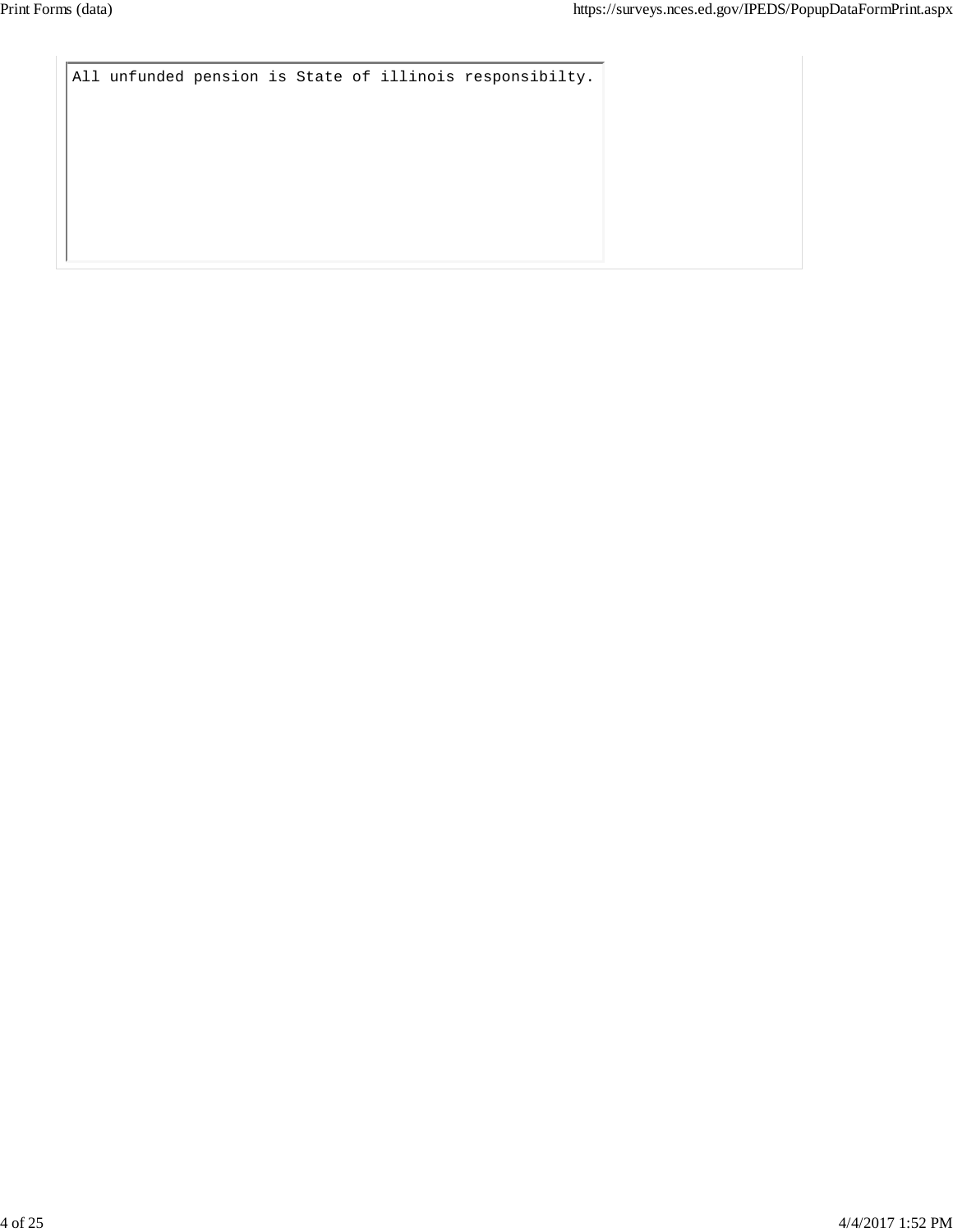```
All unfunded pension is State of illinois responsibilty.
```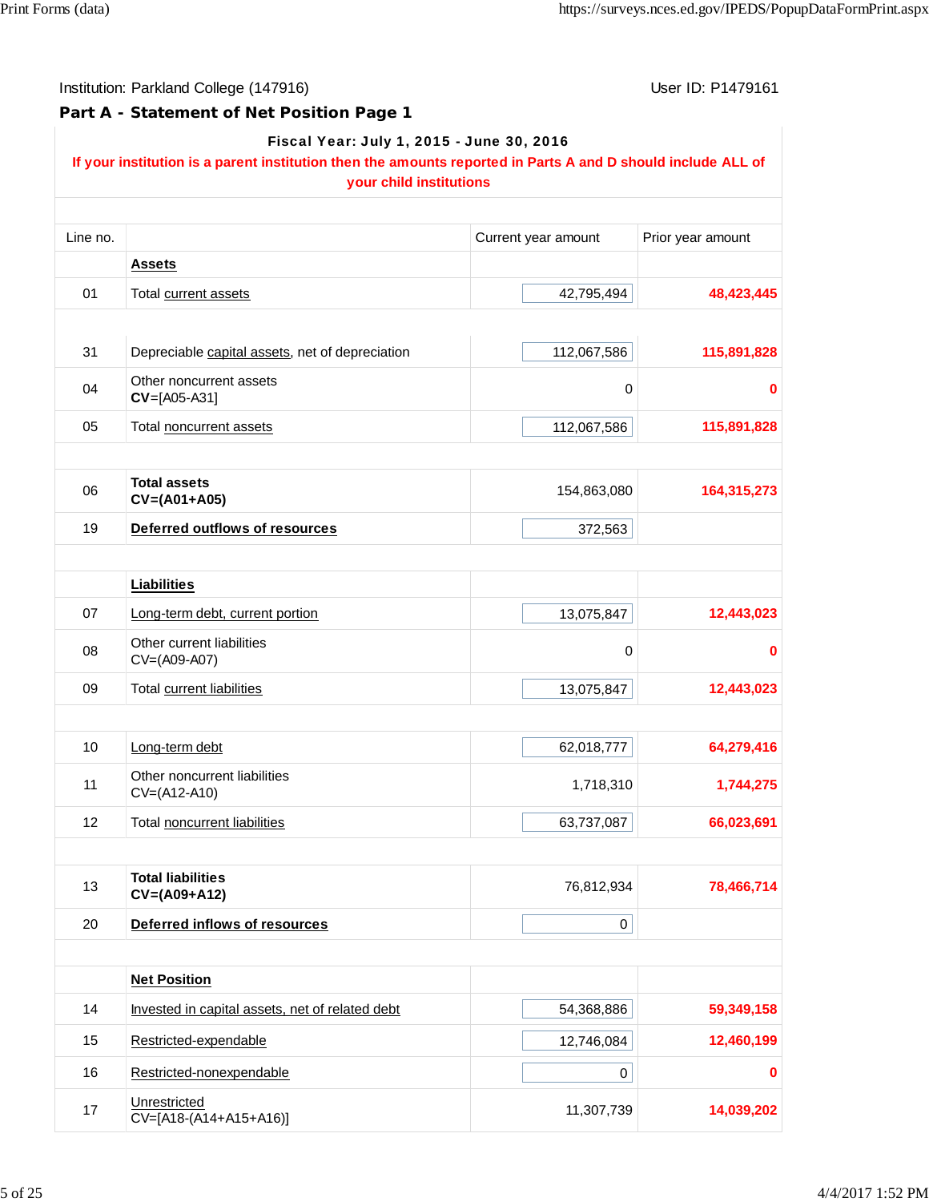Institution: Parkland College (147916)

User ID: P1479161

## Part A - Statement of Net Position Page 1

**Fiscal Year: July 1, 2015 - June 30, 2016**

**If your institution is a parent institution then the amounts reported in Parts A and D should include ALL of your child institutions**

| Line no. | | Current year amount | Prior year amount |
|---|---|---|---|
| | **Assets** | | |
| 01 | Total current assets | 42,795,494 | 48,423,445 |
| | | | |
| 31 | Depreciable capital assets, net of depreciation | 112,067,586 | 115,891,828 |
| 04 | Other noncurrent assets **CV**=[A05-A31] | 0 | 0 |
| 05 | Total noncurrent assets | 112,067,586 | 115,891,828 |
| | | | |
| 06 | **Total assets CV=(A01+A05)** | 154,863,080 | 164,315,273 |
| 19 | **Deferred outflows of resources** | 372,563 | |
| | | | |
| | **Liabilities** | | |
| 07 | Long-term debt, current portion | 13,075,847 | 12,443,023 |
| 08 | Other current liabilities CV=(A09-A07) | 0 | 0 |
| 09 | Total current liabilities | 13,075,847 | 12,443,023 |
| | | | |
| 10 | Long-term debt | 62,018,777 | 64,279,416 |
| 11 | Other noncurrent liabilities CV=(A12-A10) | 1,718,310 | 1,744,275 |
| 12 | Total noncurrent liabilities | 63,737,087 | 66,023,691 |
| | | | |
| 13 | **Total liabilities CV=(A09+A12)** | 76,812,934 | 78,466,714 |
| 20 | **Deferred inflows of resources** | 0 | |
| | | | |
| | **Net Position** | | |
| 14 | Invested in capital assets, net of related debt | 54,368,886 | 59,349,158 |
| 15 | Restricted-expendable | 12,746,084 | 12,460,199 |
| 16 | Restricted-nonexpendable | 0 | 0 |
| 17 | Unrestricted CV=[A18-(A14+A15+A16)] | 11,307,739 | 14,039,202 |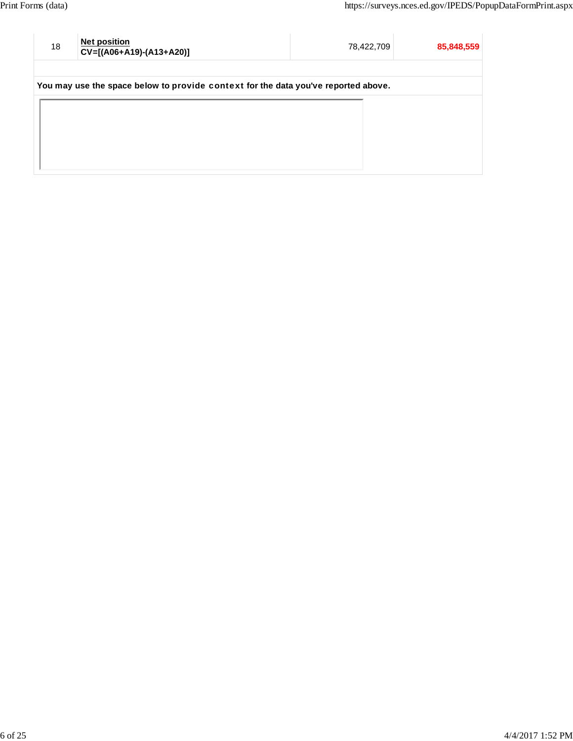| 18 | **Net position**<br>**CV=[(A06+A19)-(A13+A20)]** | 78,422,709 | **85,848,559** |
|---|---|---|---|

**You may use the space below to provide context for the data you've reported above.**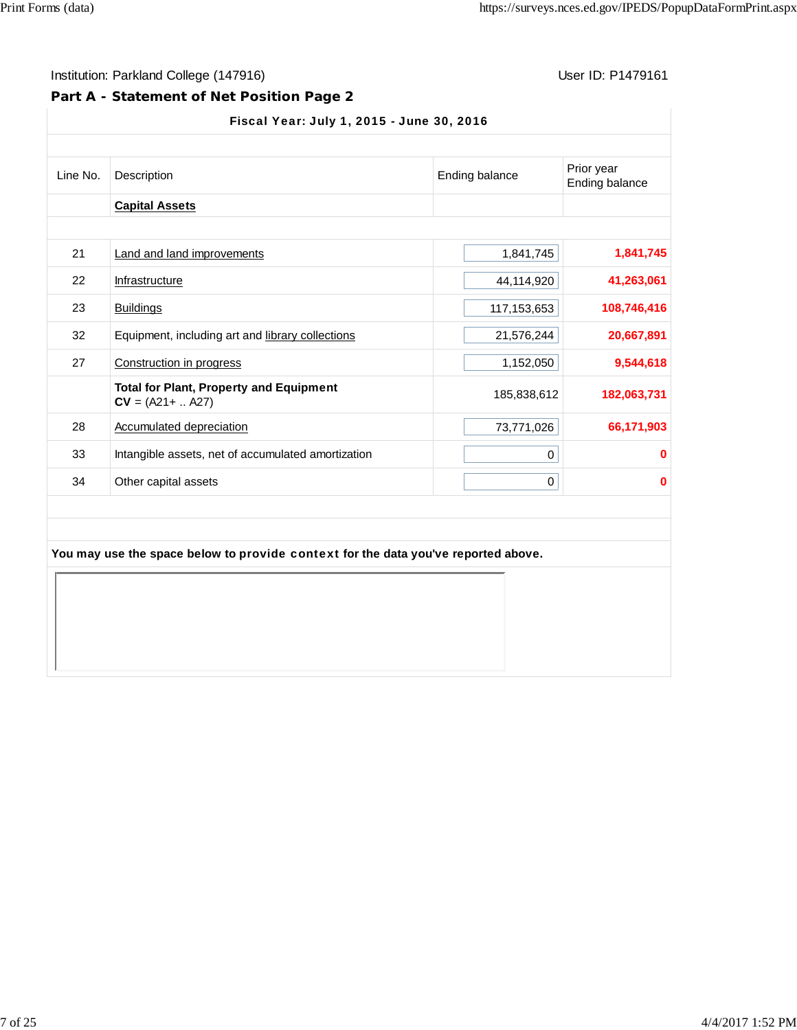Institution: Parkland College (147916)

User ID: P1479161

## Part A - Statement of Net Position Page 2

**Fiscal Year: July 1, 2015 - June 30, 2016**

| Line No. | Description | Ending balance | Prior year Ending balance |
|---|---|---|---|
| | **Capital Assets** | | |
| 21 | Land and land improvements | 1,841,745 | **1,841,745** |
| 22 | Infrastructure | 44,114,920 | **41,263,061** |
| 23 | Buildings | 117,153,653 | **108,746,416** |
| 32 | Equipment, including art and library collections | 21,576,244 | **20,667,891** |
| 27 | Construction in progress | 1,152,050 | **9,544,618** |
| | **Total for Plant, Property and Equipment** **CV** = (A21+ .. A27) | 185,838,612 | **182,063,731** |
| 28 | Accumulated depreciation | 73,771,026 | **66,171,903** |
| 33 | Intangible assets, net of accumulated amortization | 0 | **0** |
| 34 | Other capital assets | 0 | **0** |

**You may use the space below to provide context for the data you've reported above.**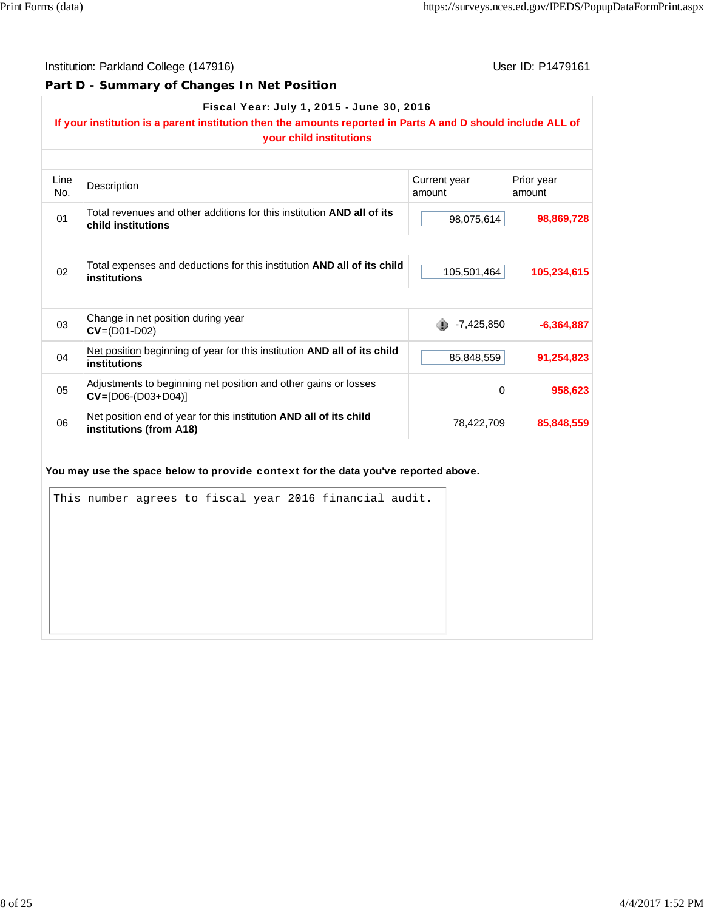Institution: Parkland College (147916)

User ID: P1479161

## Part D - Summary of Changes In Net Position

**Fiscal Year: July 1, 2015 - June 30, 2016**

**If your institution is a parent institution then the amounts reported in Parts A and D should include ALL of your child institutions**

| Line No. | Description | Current year amount | Prior year amount |
|---|---|---|---|
| 01 | Total revenues and other additions for this institution **AND all of its child institutions** | 98,075,614 | **98,869,728** |
| 02 | Total expenses and deductions for this institution **AND all of its child institutions** | 105,501,464 | **105,234,615** |
| 03 | Change in net position during year **CV**=(D01-D02) | -7,425,850 | **-6,364,887** |
| 04 | Net position beginning of year for this institution **AND all of its child institutions** | 85,848,559 | **91,254,823** |
| 05 | Adjustments to beginning net position and other gains or losses **CV**=[D06-(D03+D04)] | 0 | **958,623** |
| 06 | Net position end of year for this institution **AND all of its child institutions (from A18)** | 78,422,709 | **85,848,559** |

**You may use the space below to provide context for the data you've reported above.**

```
This number agrees to fiscal year 2016 financial audit.
```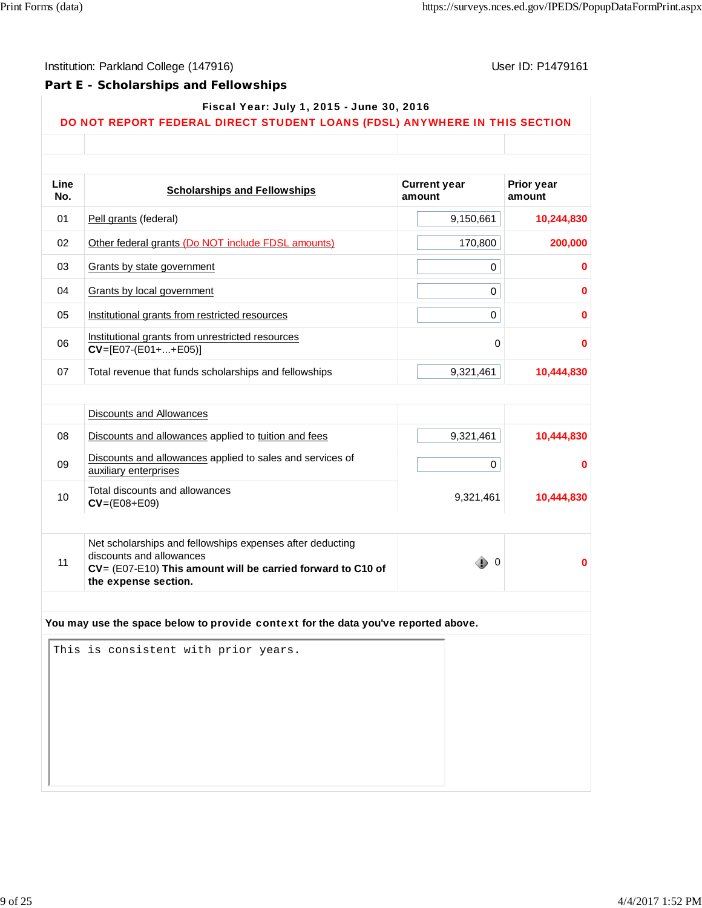Institution: Parkland College (147916) User ID: P1479161

## Part E - Scholarships and Fellowships

**Fiscal Year: July 1, 2015 - June 30, 2016**

**DO NOT REPORT FEDERAL DIRECT STUDENT LOANS (FDSL) ANYWHERE IN THIS SECTION**

| Line No. | Scholarships and Fellowships | Current year amount | Prior year amount |
|---|---|---|---|
| 01 | Pell grants (federal) | 9,150,661 | **10,244,830** |
| 02 | Other federal grants (Do NOT include FDSL amounts) | 170,800 | **200,000** |
| 03 | Grants by state government | 0 | **0** |
| 04 | Grants by local government | 0 | **0** |
| 05 | Institutional grants from restricted resources | 0 | **0** |
| 06 | Institutional grants from unrestricted resources **CV**=[E07-(E01+...+E05)] | 0 | **0** |
| 07 | Total revenue that funds scholarships and fellowships | 9,321,461 | **10,444,830** |
| | Discounts and Allowances | | |
| 08 | Discounts and allowances applied to tuition and fees | 9,321,461 | **10,444,830** |
| 09 | Discounts and allowances applied to sales and services of auxiliary enterprises | 0 | **0** |
| 10 | Total discounts and allowances **CV**=(E08+E09) | 9,321,461 | **10,444,830** |
| 11 | Net scholarships and fellowships expenses after deducting discounts and allowances **CV**= (E07-E10) **This amount will be carried forward to C10 of the expense section.** | 0 | **0** |

**You may use the space below to provide context for the data you've reported above.**

```
This is consistent with prior years.
```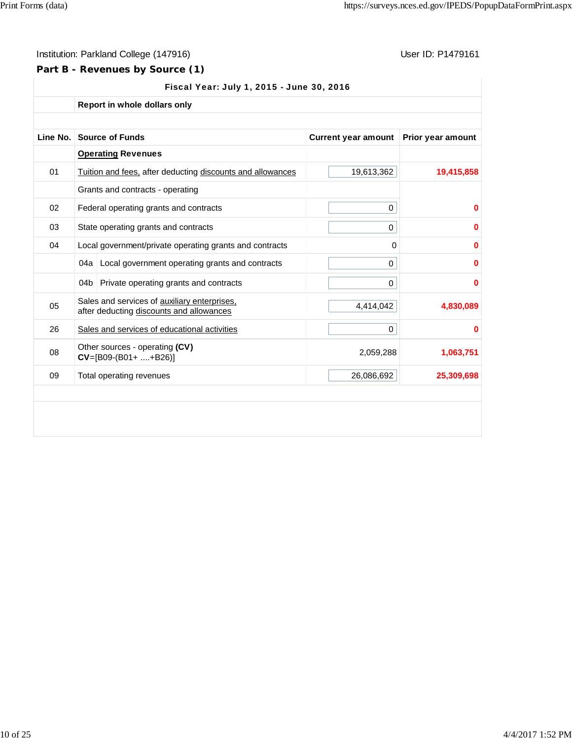Institution: Parkland College (147916) User ID: P1479161

**Part B - Revenues by Source (1)**

**Fiscal Year: July 1, 2015 - June 30, 2016**

| Line No. | Source of Funds | Current year amount | Prior year amount |
|---|---|---|---|
| | **Report in whole dollars only** | | |
| | **Operating Revenues** | | |
| 01 | Tuition and fees, after deducting discounts and allowances | 19,613,362 | **19,415,858** |
| | Grants and contracts - operating | | |
| 02 | Federal operating grants and contracts | 0 | **0** |
| 03 | State operating grants and contracts | 0 | **0** |
| 04 | Local government/private operating grants and contracts | 0 | **0** |
| | 04a Local government operating grants and contracts | 0 | **0** |
| | 04b Private operating grants and contracts | 0 | **0** |
| 05 | Sales and services of auxiliary enterprises, after deducting discounts and allowances | 4,414,042 | **4,830,089** |
| 26 | Sales and services of educational activities | 0 | **0** |
| 08 | Other sources - operating **(CV)** **CV**=[B09-(B01+ ....+B26)] | 2,059,288 | **1,063,751** |
| 09 | Total operating revenues | 26,086,692 | **25,309,698** |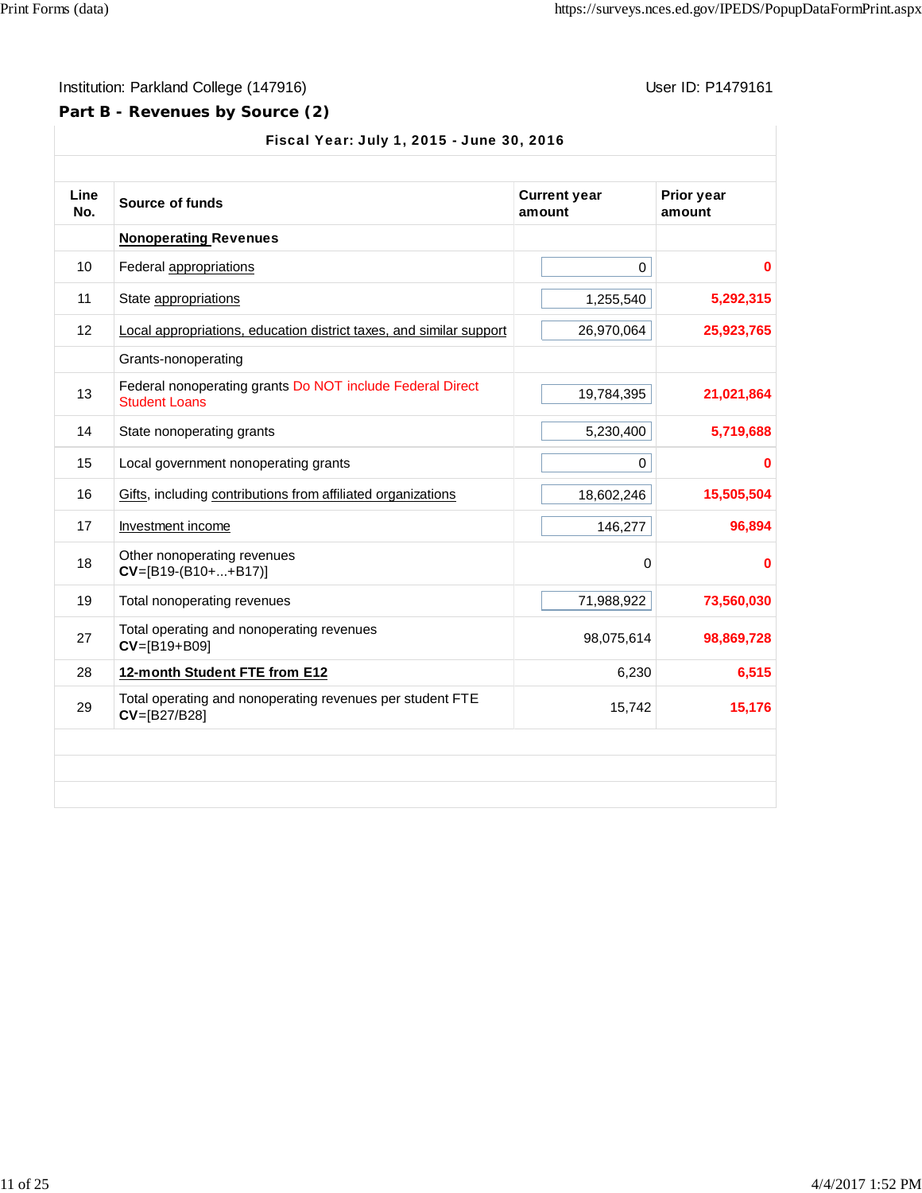Institution: Parkland College (147916)

User ID: P1479161

## Part B - Revenues by Source (2)

**Fiscal Year: July 1, 2015 - June 30, 2016**

| Line No. | Source of funds | Current year amount | Prior year amount |
|---|---|---|---|
| | **Nonoperating Revenues** | | |
| 10 | Federal appropriations | 0 | **0** |
| 11 | State appropriations | 1,255,540 | **5,292,315** |
| 12 | Local appropriations, education district taxes, and similar support | 26,970,064 | **25,923,765** |
| | Grants-nonoperating | | |
| 13 | Federal nonoperating grants Do NOT include Federal Direct Student Loans | 19,784,395 | **21,021,864** |
| 14 | State nonoperating grants | 5,230,400 | **5,719,688** |
| 15 | Local government nonoperating grants | 0 | **0** |
| 16 | Gifts, including contributions from affiliated organizations | 18,602,246 | **15,505,504** |
| 17 | Investment income | 146,277 | **96,894** |
| 18 | Other nonoperating revenues **CV**=[B19-(B10+...+B17)] | 0 | **0** |
| 19 | Total nonoperating revenues | 71,988,922 | **73,560,030** |
| 27 | Total operating and nonoperating revenues **CV**=[B19+B09] | 98,075,614 | **98,869,728** |
| 28 | **12-month Student FTE from E12** | 6,230 | **6,515** |
| 29 | Total operating and nonoperating revenues per student FTE **CV**=[B27/B28] | 15,742 | **15,176** |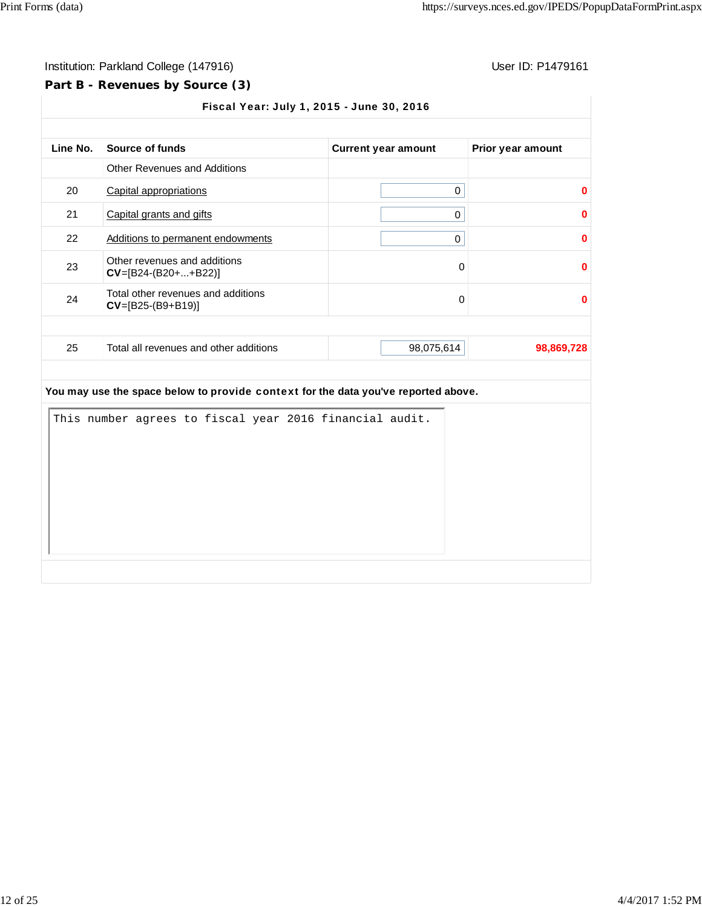Institution: Parkland College (147916)

User ID: P1479161

## Part B - Revenues by Source (3)

**Fiscal Year: July 1, 2015 - June 30, 2016**

| Line No. | Source of funds | Current year amount | Prior year amount |
|---|---|---|---|
| | Other Revenues and Additions | | |
| 20 | Capital appropriations | 0 | 0 |
| 21 | Capital grants and gifts | 0 | 0 |
| 22 | Additions to permanent endowments | 0 | 0 |
| 23 | Other revenues and additions **CV**=[B24-(B20+...+B22)] | 0 | 0 |
| 24 | Total other revenues and additions **CV**=[B25-(B9+B19)] | 0 | 0 |
| | | | |
| 25 | Total all revenues and other additions | 98,075,614 | 98,869,728 |

**You may use the space below to provide context for the data you've reported above.**

```
This number agrees to fiscal year 2016 financial audit.
```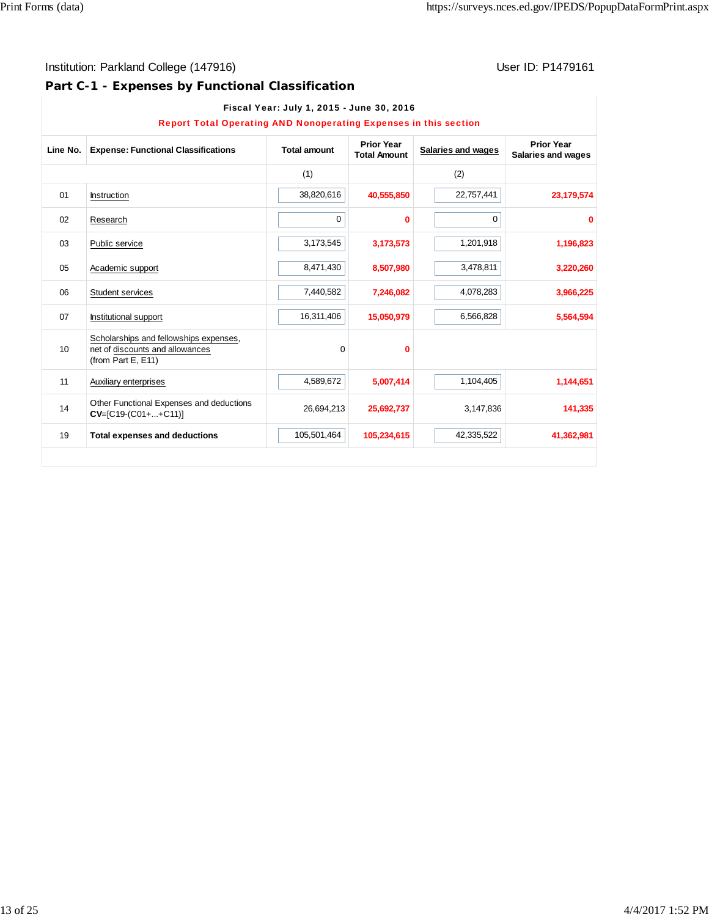Institution: Parkland College (147916)

User ID: P1479161

## Part C-1 - Expenses by Functional Classification

**Fiscal Year: July 1, 2015 - June 30, 2016**

**Report Total Operating AND Nonoperating Expenses in this section**

| Line No. | Expense: Functional Classifications | Total amount | Prior Year Total Amount | Salaries and wages | Prior Year Salaries and wages |
|---|---|---|---|---|---|
| | | (1) | | (2) | |
| 01 | Instruction | 38,820,616 | 40,555,850 | 22,757,441 | 23,179,574 |
| 02 | Research | 0 | 0 | 0 | 0 |
| 03 | Public service | 3,173,545 | 3,173,573 | 1,201,918 | 1,196,823 |
| 05 | Academic support | 8,471,430 | 8,507,980 | 3,478,811 | 3,220,260 |
| 06 | Student services | 7,440,582 | 7,246,082 | 4,078,283 | 3,966,225 |
| 07 | Institutional support | 16,311,406 | 15,050,979 | 6,566,828 | 5,564,594 |
| 10 | Scholarships and fellowships expenses, net of discounts and allowances (from Part E, E11) | 0 | 0 | | |
| 11 | Auxiliary enterprises | 4,589,672 | 5,007,414 | 1,104,405 | 1,144,651 |
| 14 | Other Functional Expenses and deductions **CV**=[C19-(C01+...+C11)] | 26,694,213 | 25,692,737 | 3,147,836 | 141,335 |
| 19 | **Total expenses and deductions** | 105,501,464 | 105,234,615 | 42,335,522 | 41,362,981 |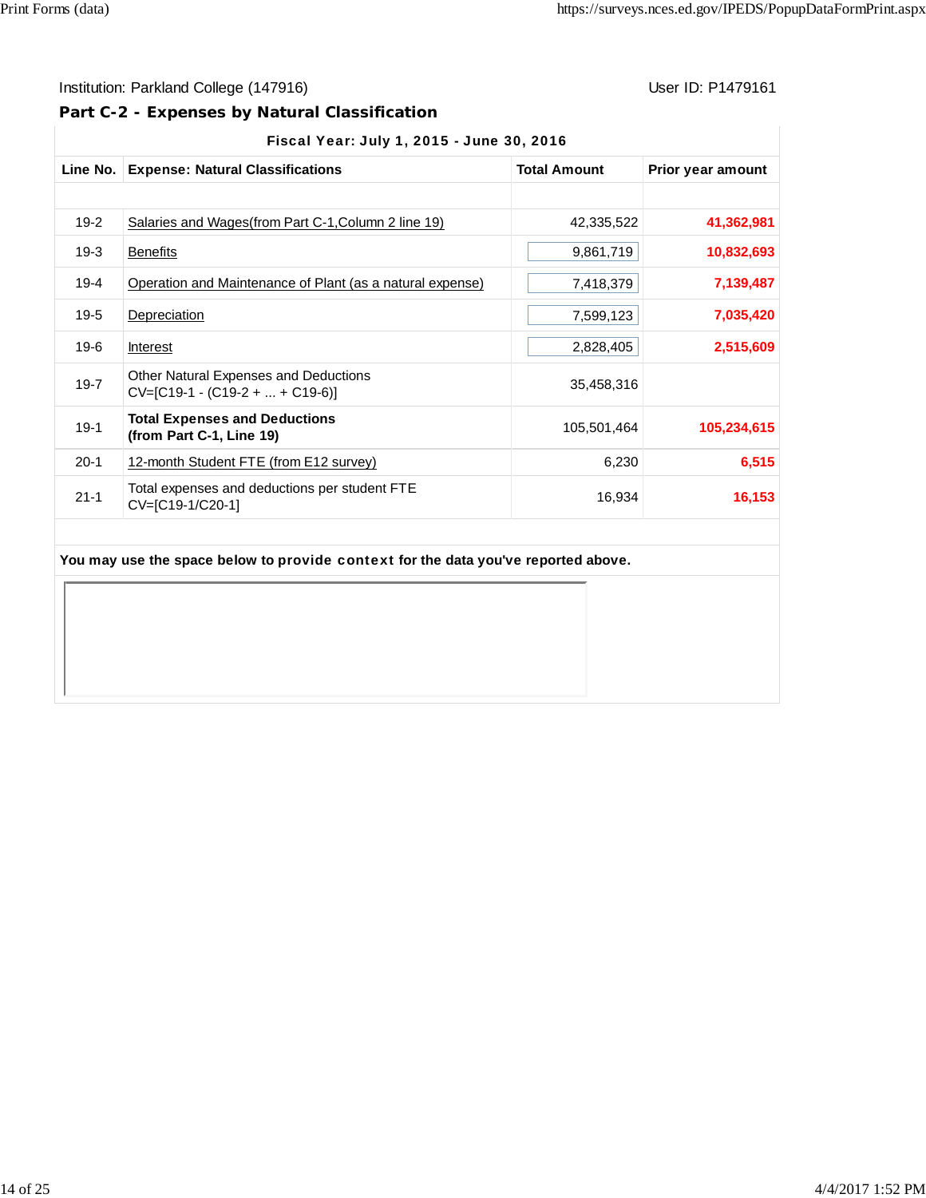Institution: Parkland College (147916)

User ID: P1479161

## Part C-2 - Expenses by Natural Classification

| Fiscal Year: July 1, 2015 - June 30, 2016 | | | |
|---|---|---|---|
| **Line No.** | **Expense: Natural Classifications** | **Total Amount** | **Prior year amount** |
| | | | |
| 19-2 | Salaries and Wages(from Part C-1,Column 2 line 19) | 42,335,522 | 41,362,981 |
| 19-3 | Benefits | 9,861,719 | 10,832,693 |
| 19-4 | Operation and Maintenance of Plant (as a natural expense) | 7,418,379 | 7,139,487 |
| 19-5 | Depreciation | 7,599,123 | 7,035,420 |
| 19-6 | Interest | 2,828,405 | 2,515,609 |
| 19-7 | Other Natural Expenses and Deductions CV=[C19-1 - (C19-2 + ... + C19-6)] | 35,458,316 | |
| 19-1 | **Total Expenses and Deductions (from Part C-1, Line 19)** | 105,501,464 | 105,234,615 |
| 20-1 | 12-month Student FTE (from E12 survey) | 6,230 | 6,515 |
| 21-1 | Total expenses and deductions per student FTE CV=[C19-1/C20-1] | 16,934 | 16,153 |

**You may use the space below to provide context for the data you've reported above.**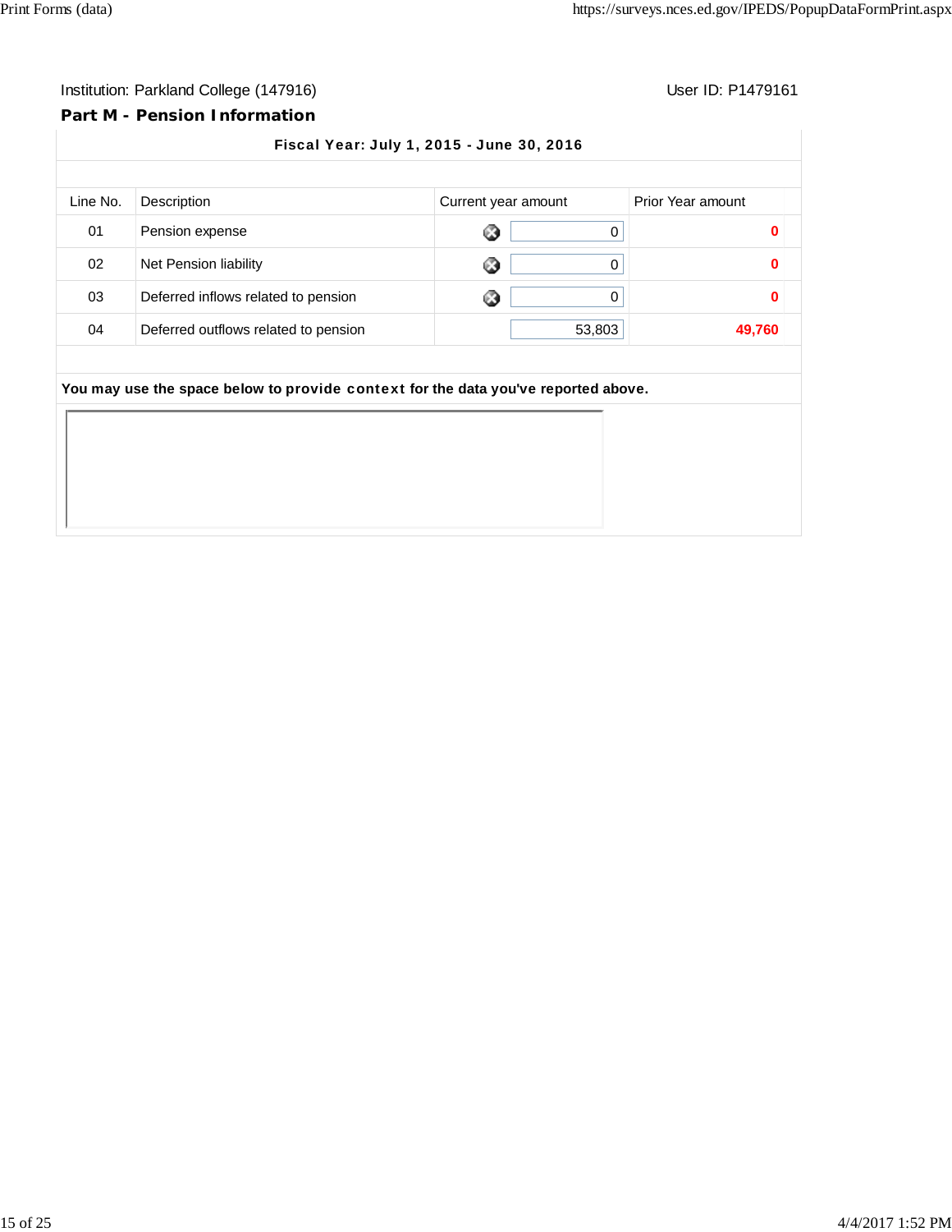Institution: Parkland College (147916)

User ID: P1479161

## Part M - Pension Information

**Fiscal Year: July 1, 2015 - June 30, 2016**

| Line No. | Description | Current year amount | Prior Year amount |
|---|---|---|---|
| 01 | Pension expense | 0 | 0 |
| 02 | Net Pension liability | 0 | 0 |
| 03 | Deferred inflows related to pension | 0 | 0 |
| 04 | Deferred outflows related to pension | 53,803 | 49,760 |

**You may use the space below to provide context for the data you've reported above.**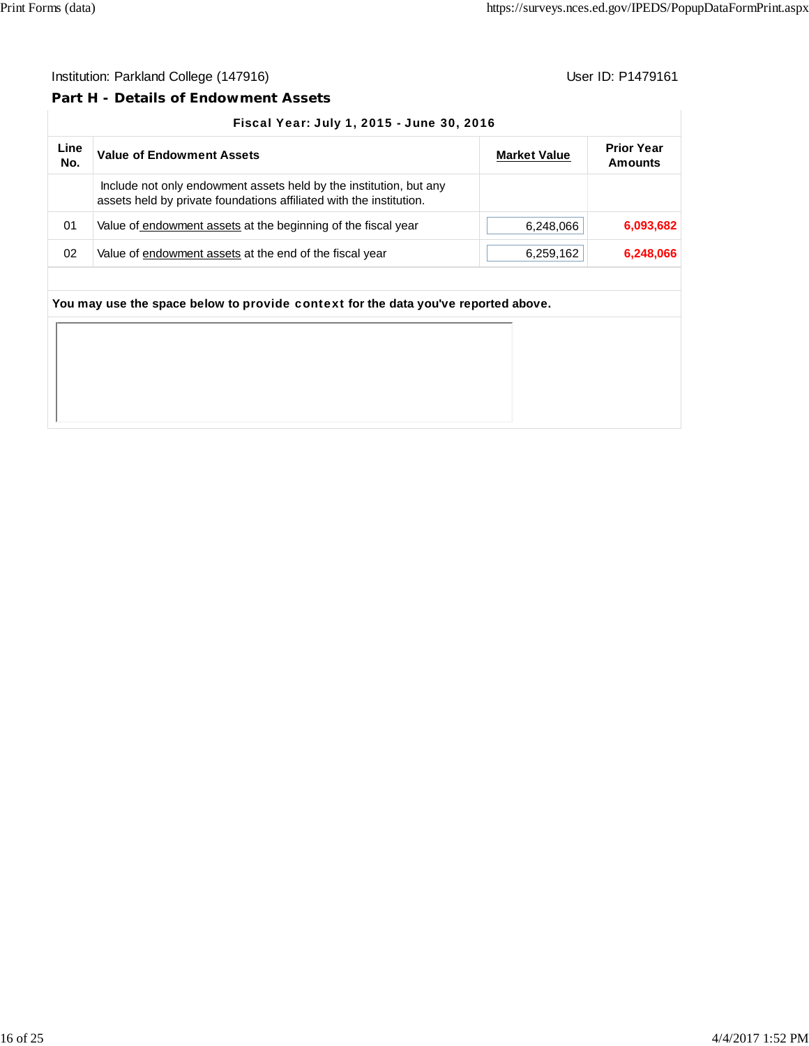Institution: Parkland College (147916)

User ID: P1479161

## Part H - Details of Endowment Assets

| Line No. | Value of Endowment Assets | Market Value | Prior Year Amounts |
|---|---|---|---|
| | **Fiscal Year: July 1, 2015 - June 30, 2016** | | |
| | Include not only endowment assets held by the institution, but any assets held by private foundations affiliated with the institution. | | |
| 01 | Value of endowment assets at the beginning of the fiscal year | 6,248,066 | **6,093,682** |
| 02 | Value of endowment assets at the end of the fiscal year | 6,259,162 | **6,248,066** |

**You may use the space below to provide context for the data you've reported above.**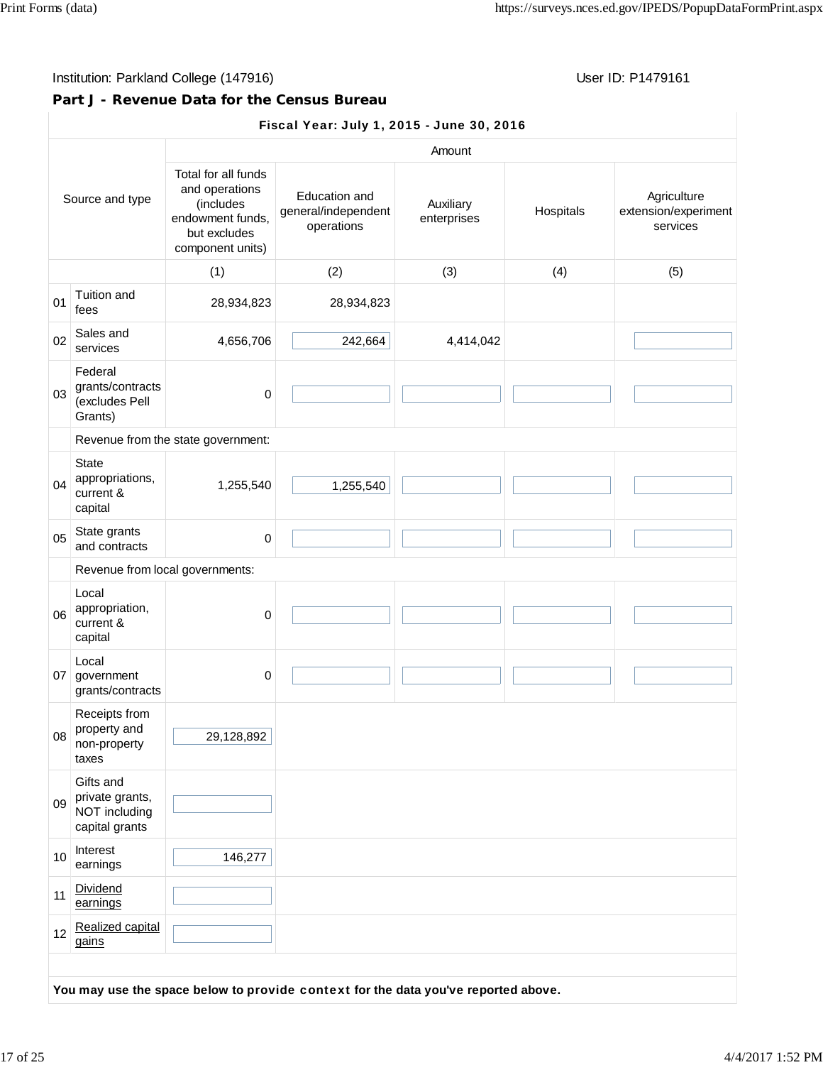Institution: Parkland College (147916) User ID: P1479161

## Part J - Revenue Data for the Census Bureau

**Fiscal Year: July 1, 2015 - June 30, 2016**

| | Source and type | Amount | | | | |
|---|---|---|---|---|---|---|
| | | Total for all funds and operations (includes endowment funds, but excludes component units) | Education and general/independent operations | Auxiliary enterprises | Hospitals | Agriculture extension/experiment services |
| | | (1) | (2) | (3) | (4) | (5) |
| 01 | Tuition and fees | 28,934,823 | 28,934,823 | | | |
| 02 | Sales and services | 4,656,706 | 242,664 | 4,414,042 | | |
| 03 | Federal grants/contracts (excludes Pell Grants) | 0 | | | | |
| | Revenue from the state government: | | | | | |
| 04 | State appropriations, current & capital | 1,255,540 | 1,255,540 | | | |
| 05 | State grants and contracts | 0 | | | | |
| | Revenue from local governments: | | | | | |
| 06 | Local appropriation, current & capital | 0 | | | | |
| 07 | Local government grants/contracts | 0 | | | | |
| 08 | Receipts from property and non-property taxes | 29,128,892 | | | | |
| 09 | Gifts and private grants, NOT including capital grants | | | | | |
| 10 | Interest earnings | 146,277 | | | | |
| 11 | Dividend earnings | | | | | |
| 12 | Realized capital gains | | | | | |

**You may use the space below to provide context for the data you've reported above.**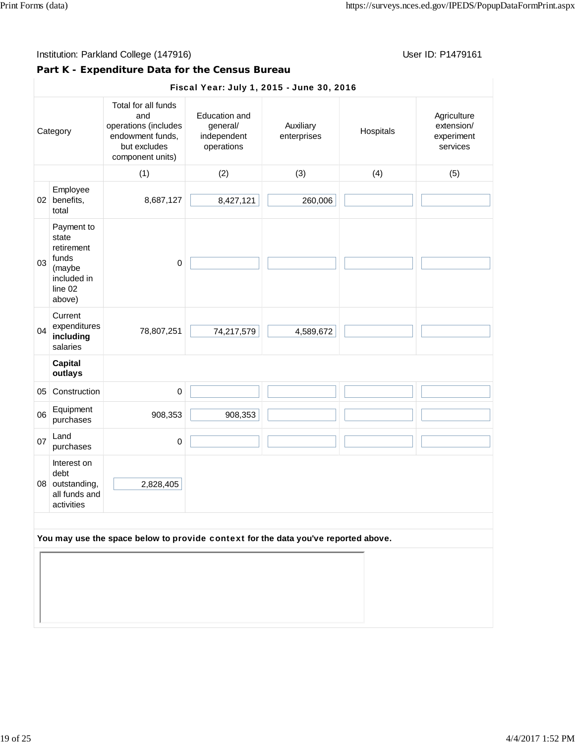Institution: Parkland College (147916) User ID: P1479161

## Part K - Expenditure Data for the Census Bureau

| Fiscal Year: July 1, 2015 - June 30, 2016 | | | | | | |
|---|---|---|---|---|---|---|
| Category | | Total for all funds and operations (includes endowment funds, but excludes component units) | Education and general/ independent operations | Auxiliary enterprises | Hospitals | Agriculture extension/ experiment services |
| | | (1) | (2) | (3) | (4) | (5) |
| 02 | Employee benefits, total | 8,687,127 | 8,427,121 | 260,006 | | |
| 03 | Payment to state retirement funds (maybe included in line 02 above) | 0 | | | | |
| 04 | Current expenditures **including** salaries | 78,807,251 | 74,217,579 | 4,589,672 | | |
| | **Capital outlays** | | | | | |
| 05 | Construction | 0 | | | | |
| 06 | Equipment purchases | 908,353 | 908,353 | | | |
| 07 | Land purchases | 0 | | | | |
| 08 | Interest on debt outstanding, all funds and activities | 2,828,405 | | | | |

**You may use the space below to provide context for the data you've reported above.**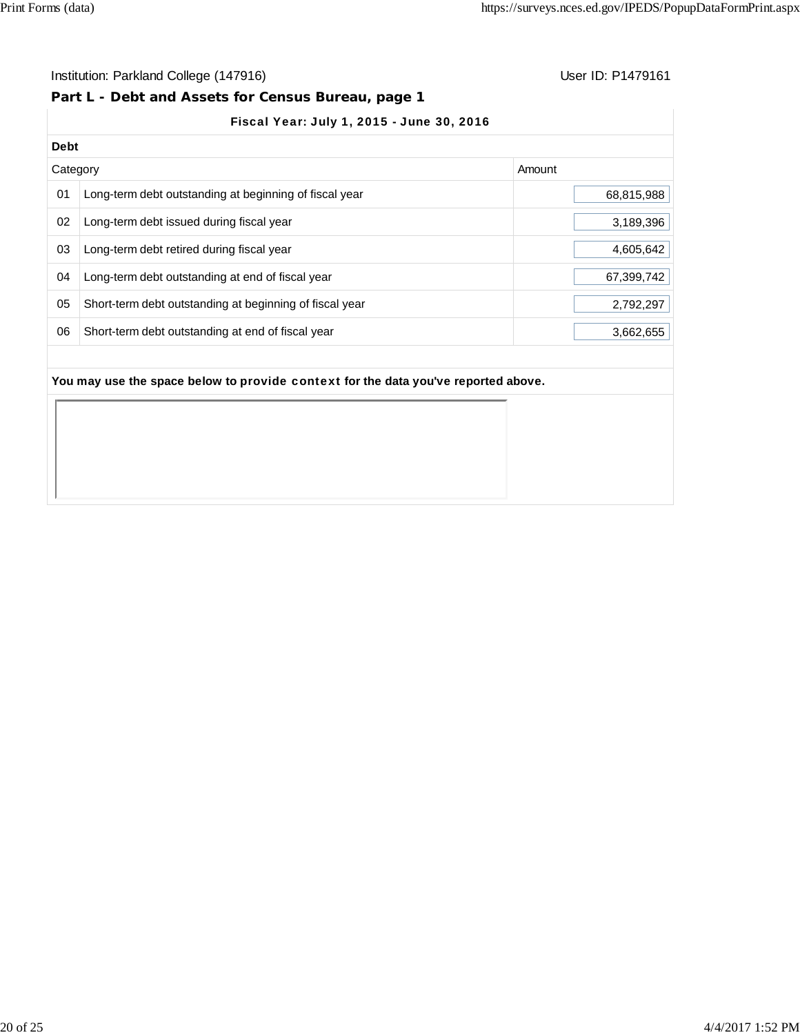Institution: Parkland College (147916) User ID: P1479161

## Part L - Debt and Assets for Census Bureau, page 1

| Fiscal Year: July 1, 2015 - June 30, 2016 | | |
|---|---|---|
| **Debt** | | |
| Category | | Amount |
| 01 | Long-term debt outstanding at beginning of fiscal year | 68,815,988 |
| 02 | Long-term debt issued during fiscal year | 3,189,396 |
| 03 | Long-term debt retired during fiscal year | 4,605,642 |
| 04 | Long-term debt outstanding at end of fiscal year | 67,399,742 |
| 05 | Short-term debt outstanding at beginning of fiscal year | 2,792,297 |
| 06 | Short-term debt outstanding at end of fiscal year | 3,662,655 |

**You may use the space below to provide context for the data you've reported above.**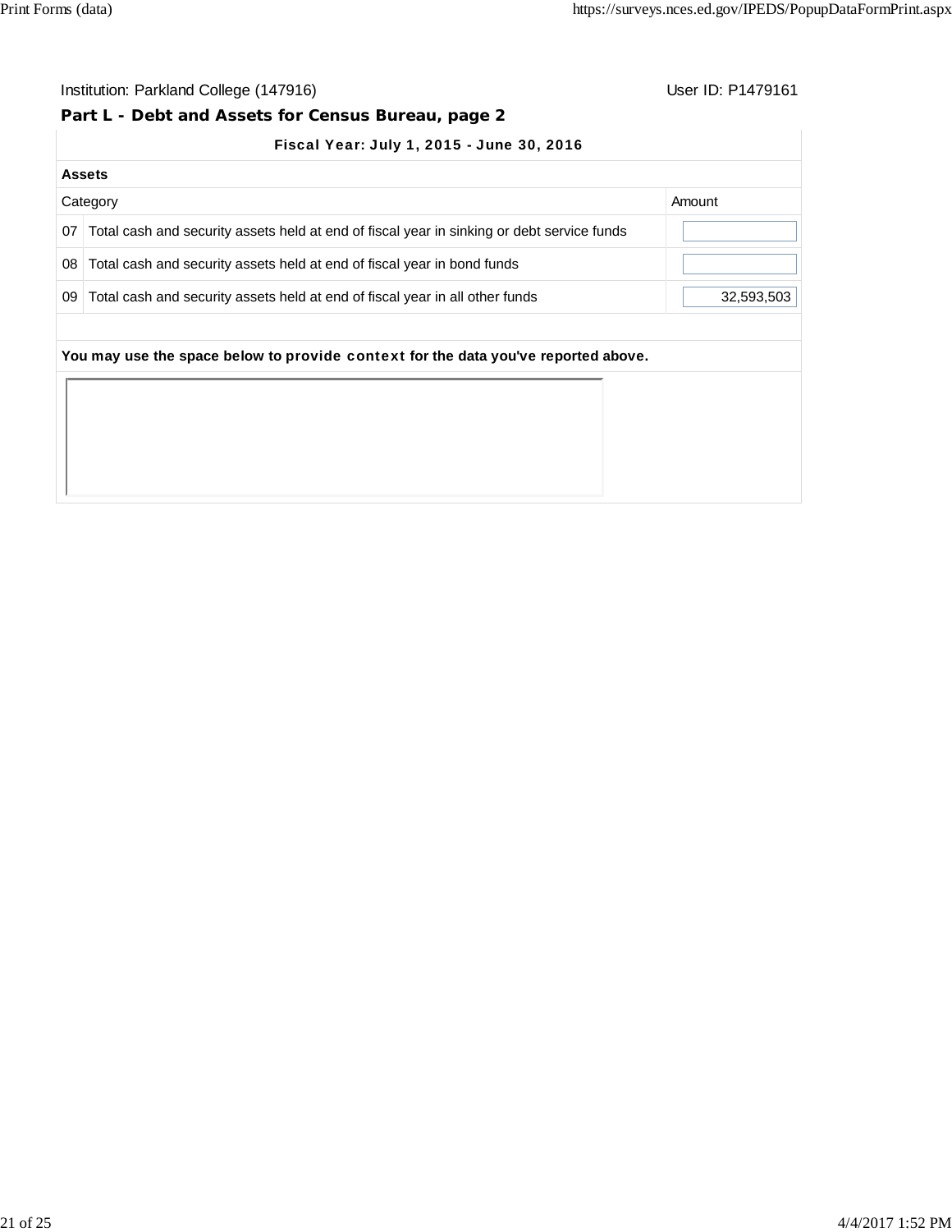Institution: Parkland College (147916) User ID: P1479161

## Part L - Debt and Assets for Census Bureau, page 2

**Fiscal Year: July 1, 2015 - June 30, 2016**

**Assets**

| | Category | Amount |
|---|---|---|
| 07 | Total cash and security assets held at end of fiscal year in sinking or debt service funds | |
| 08 | Total cash and security assets held at end of fiscal year in bond funds | |
| 09 | Total cash and security assets held at end of fiscal year in all other funds | 32,593,503 |

**You may use the space below to provide context for the data you've reported above.**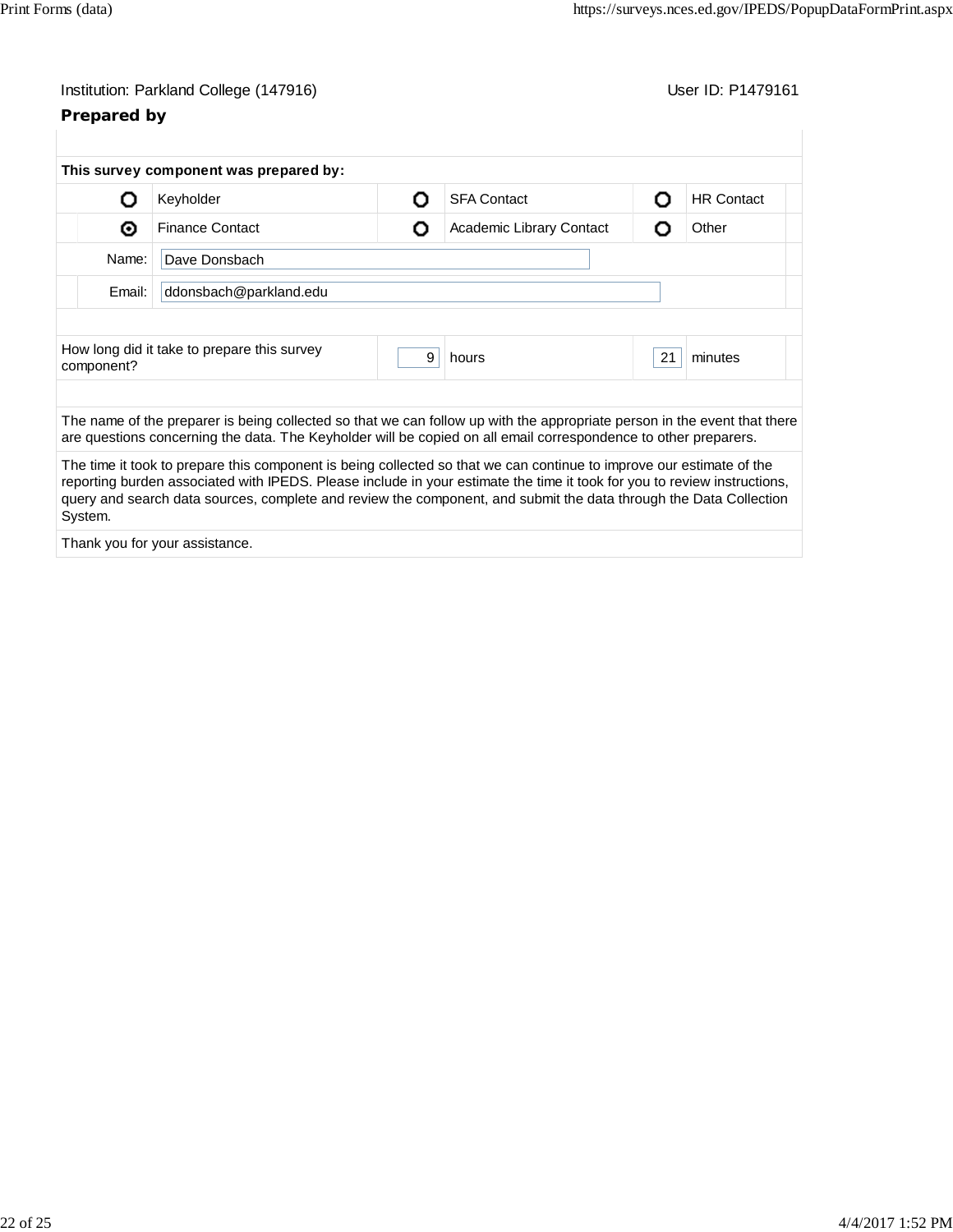Institution: Parkland College (147916) User ID: P1479161

**Prepared by**

| | | | | | |
|---|---|---|---|---|---|
| **This survey component was prepared by:** | | | | | |
| ○ | Keyholder | ○ | SFA Contact | ○ | HR Contact |
| ◉ | Finance Contact | ○ | Academic Library Contact | ○ | Other |
| Name: | Dave Donsbach | | | | |
| Email: | ddonsbach@parkland.edu | | | | |

| | | | | |
|---|---|---|---|---|
| How long did it take to prepare this survey component? | 9 | hours | 21 | minutes |

The name of the preparer is being collected so that we can follow up with the appropriate person in the event that there are questions concerning the data. The Keyholder will be copied on all email correspondence to other preparers.

The time it took to prepare this component is being collected so that we can continue to improve our estimate of the reporting burden associated with IPEDS. Please include in your estimate the time it took for you to review instructions, query and search data sources, complete and review the component, and submit the data through the Data Collection System.

Thank you for your assistance.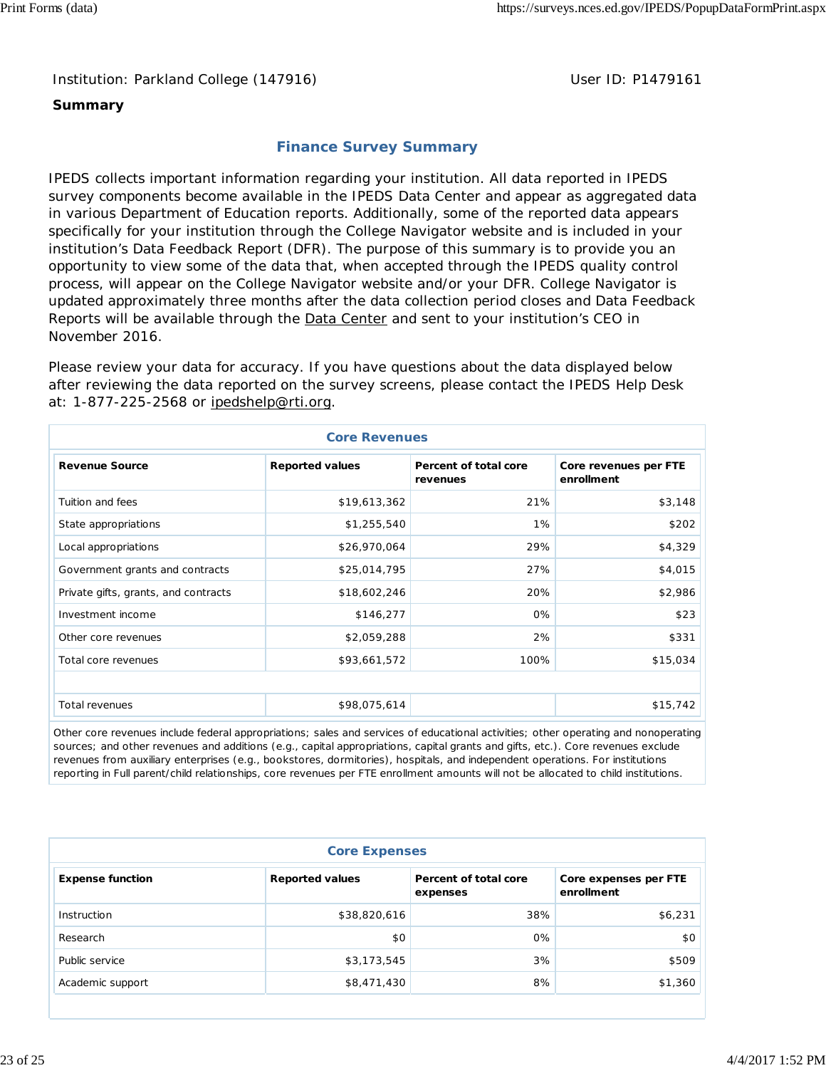Institution: Parkland College (147916)

User ID: P1479161

**Summary**

## Finance Survey Summary

IPEDS collects important information regarding your institution. All data reported in IPEDS survey components become available in the IPEDS Data Center and appear as aggregated data in various Department of Education reports. Additionally, some of the reported data appears specifically for your institution through the College Navigator website and is included in your institution's Data Feedback Report (DFR). The purpose of this summary is to provide you an opportunity to view some of the data that, when accepted through the IPEDS quality control process, will appear on the College Navigator website and/or your DFR. College Navigator is updated approximately three months after the data collection period closes and Data Feedback Reports will be available through the Data Center and sent to your institution's CEO in November 2016.

Please review your data for accuracy. If you have questions about the data displayed below after reviewing the data reported on the survey screens, please contact the IPEDS Help Desk at: 1-877-225-2568 or ipedshelp@rti.org.

### Core Revenues

| Revenue Source | Reported values | Percent of total core revenues | Core revenues per FTE enrollment |
|---|---|---|---|
| Tuition and fees | $19,613,362 | 21% | $3,148 |
| State appropriations | $1,255,540 | 1% | $202 |
| Local appropriations | $26,970,064 | 29% | $4,329 |
| Government grants and contracts | $25,014,795 | 27% | $4,015 |
| Private gifts, grants, and contracts | $18,602,246 | 20% | $2,986 |
| Investment income | $146,277 | 0% | $23 |
| Other core revenues | $2,059,288 | 2% | $331 |
| Total core revenues | $93,661,572 | 100% | $15,034 |
| | | | |
| Total revenues | $98,075,614 | | $15,742 |

Other core revenues include federal appropriations; sales and services of educational activities; other operating and nonoperating sources; and other revenues and additions (e.g., capital appropriations, capital grants and gifts, etc.). Core revenues exclude revenues from auxiliary enterprises (e.g., bookstores, dormitories), hospitals, and independent operations. For institutions reporting in Full parent/child relationships, core revenues per FTE enrollment amounts will not be allocated to child institutions.

### Core Expenses

| Expense function | Reported values | Percent of total core expenses | Core expenses per FTE enrollment |
|---|---|---|---|
| Instruction | $38,820,616 | 38% | $6,231 |
| Research | $0 | 0% | $0 |
| Public service | $3,173,545 | 3% | $509 |
| Academic support | $8,471,430 | 8% | $1,360 |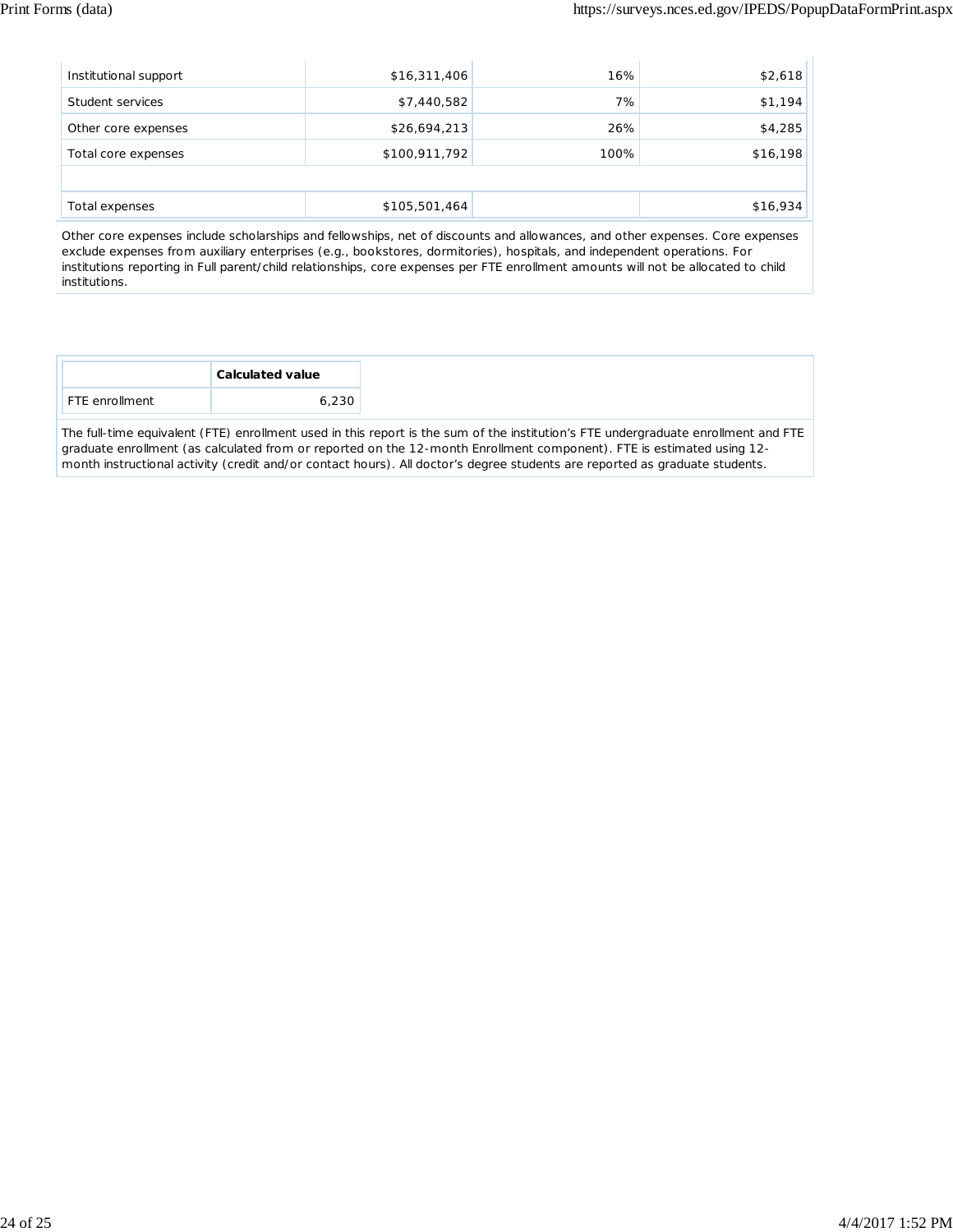| | | | |
|---|---|---|---|
| Institutional support | $16,311,406 | 16% | $2,618 |
| Student services | $7,440,582 | 7% | $1,194 |
| Other core expenses | $26,694,213 | 26% | $4,285 |
| Total core expenses | $100,911,792 | 100% | $16,198 |
| | | | |
| Total expenses | $105,501,464 | | $16,934 |

Other core expenses include scholarships and fellowships, net of discounts and allowances, and other expenses. Core expenses exclude expenses from auxiliary enterprises (e.g., bookstores, dormitories), hospitals, and independent operations. For institutions reporting in Full parent/child relationships, core expenses per FTE enrollment amounts will not be allocated to child institutions.

| | **Calculated value** |
|---|---|
| FTE enrollment | 6,230 |

The full-time equivalent (FTE) enrollment used in this report is the sum of the institution's FTE undergraduate enrollment and FTE graduate enrollment (as calculated from or reported on the 12-month Enrollment component). FTE is estimated using 12-month instructional activity (credit and/or contact hours). All doctor's degree students are reported as graduate students.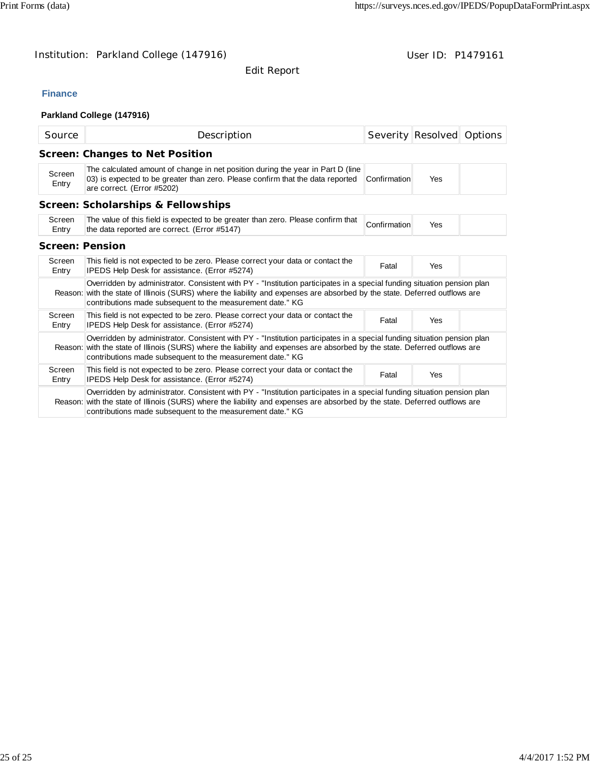Institution: Parkland College (147916)

User ID: P1479161

Edit Report

## Finance

**Parkland College (147916)**

| Source | Description | Severity | Resolved | Options |
| --- | --- | --- | --- | --- |
| **Screen: Changes to Net Position** | | | | |
| Screen Entry | The calculated amount of change in net position during the year in Part D (line 03) is expected to be greater than zero. Please confirm that the data reported are correct. (Error #5202) | Confirmation | Yes | |
| **Screen: Scholarships & Fellowships** | | | | |
| Screen Entry | The value of this field is expected to be greater than zero. Please confirm that the data reported are correct. (Error #5147) | Confirmation | Yes | |
| **Screen: Pension** | | | | |
| Screen Entry | This field is not expected to be zero. Please correct your data or contact the IPEDS Help Desk for assistance. (Error #5274) | Fatal | Yes | |
| Reason: | Overridden by administrator. Consistent with PY - "Institution participates in a special funding situation pension plan with the state of Illinois (SURS) where the liability and expenses are absorbed by the state. Deferred outflows are contributions made subsequent to the measurement date." KG | | | |
| Screen Entry | This field is not expected to be zero. Please correct your data or contact the IPEDS Help Desk for assistance. (Error #5274) | Fatal | Yes | |
| Reason: | Overridden by administrator. Consistent with PY - "Institution participates in a special funding situation pension plan with the state of Illinois (SURS) where the liability and expenses are absorbed by the state. Deferred outflows are contributions made subsequent to the measurement date." KG | | | |
| Screen Entry | This field is not expected to be zero. Please correct your data or contact the IPEDS Help Desk for assistance. (Error #5274) | Fatal | Yes | |
| Reason: | Overridden by administrator. Consistent with PY - "Institution participates in a special funding situation pension plan with the state of Illinois (SURS) where the liability and expenses are absorbed by the state. Deferred outflows are contributions made subsequent to the measurement date." KG | | | |